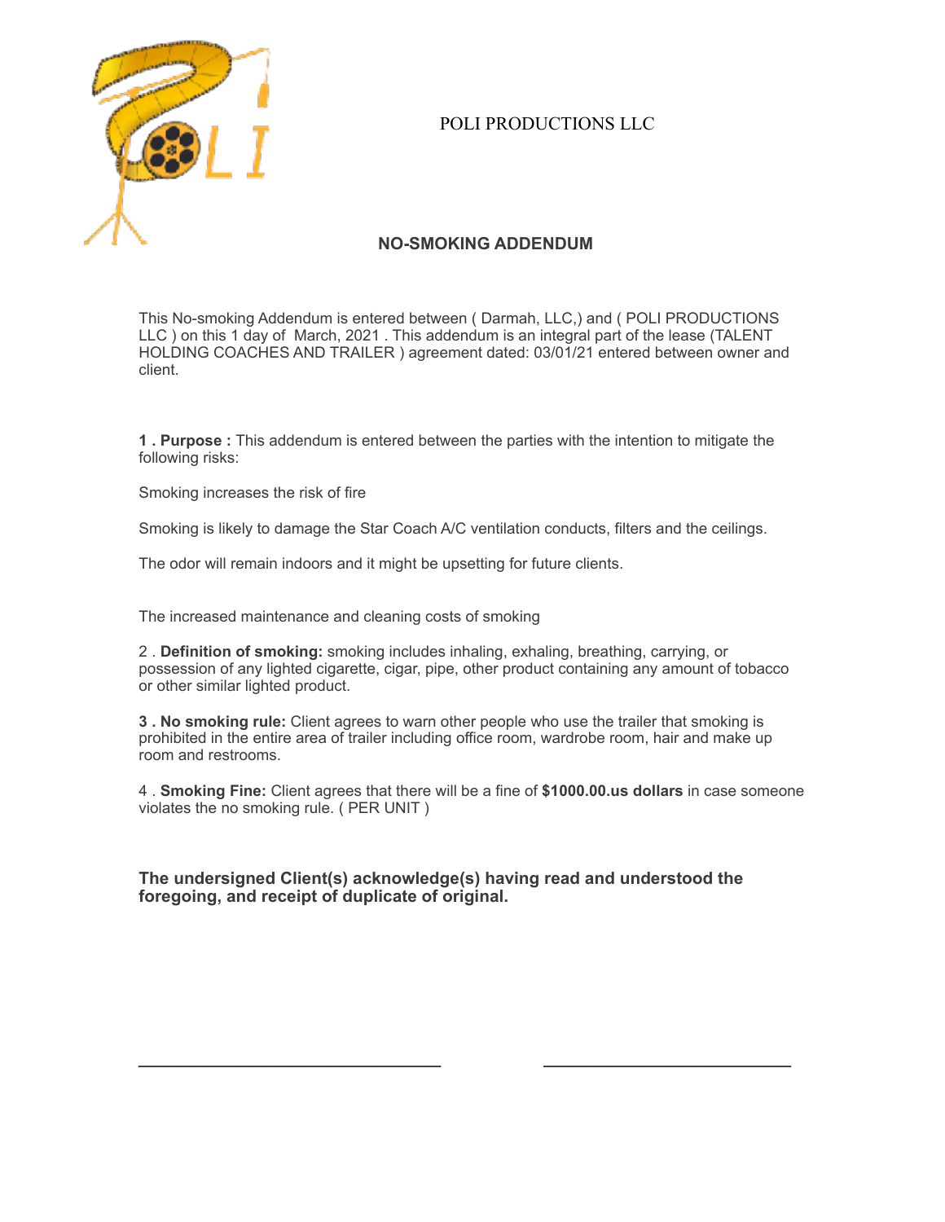POLI PRODUCTIONS LLC

## NO-SMOKING ADDENDUM

This No-smoking Addendum is entered between ( Darmah, LLC,) and ( POLI PRODUCTIONS LLC ) on this 1 day of March, 2021 . This addendum is an integral part of the lease (TALENT HOLDING COACHES AND TRAILER ) agreement dated: 03/01/21 entered between owner and client.

**1 . Purpose :** This addendum is entered between the parties with the intention to mitigate the following risks:

Smoking increases the risk of fire

Smoking is likely to damage the Star Coach A/C ventilation conducts, filters and the ceilings.

The odor will remain indoors and it might be upsetting for future clients.

The increased maintenance and cleaning costs of smoking

2 . **Definition of smoking:** smoking includes inhaling, exhaling, breathing, carrying, or possession of any lighted cigarette, cigar, pipe, other product containing any amount of tobacco or other similar lighted product.

**3 . No smoking rule:** Client agrees to warn other people who use the trailer that smoking is prohibited in the entire area of trailer including office room, wardrobe room, hair and make up room and restrooms.

4 . **Smoking Fine:** Client agrees that there will be a fine of **$1000.00.us dollars** in case someone violates the no smoking rule. ( PER UNIT )

**The undersigned Client(s) acknowledge(s) having read and understood the foregoing, and receipt of duplicate of original.**

________________________________ ________________________________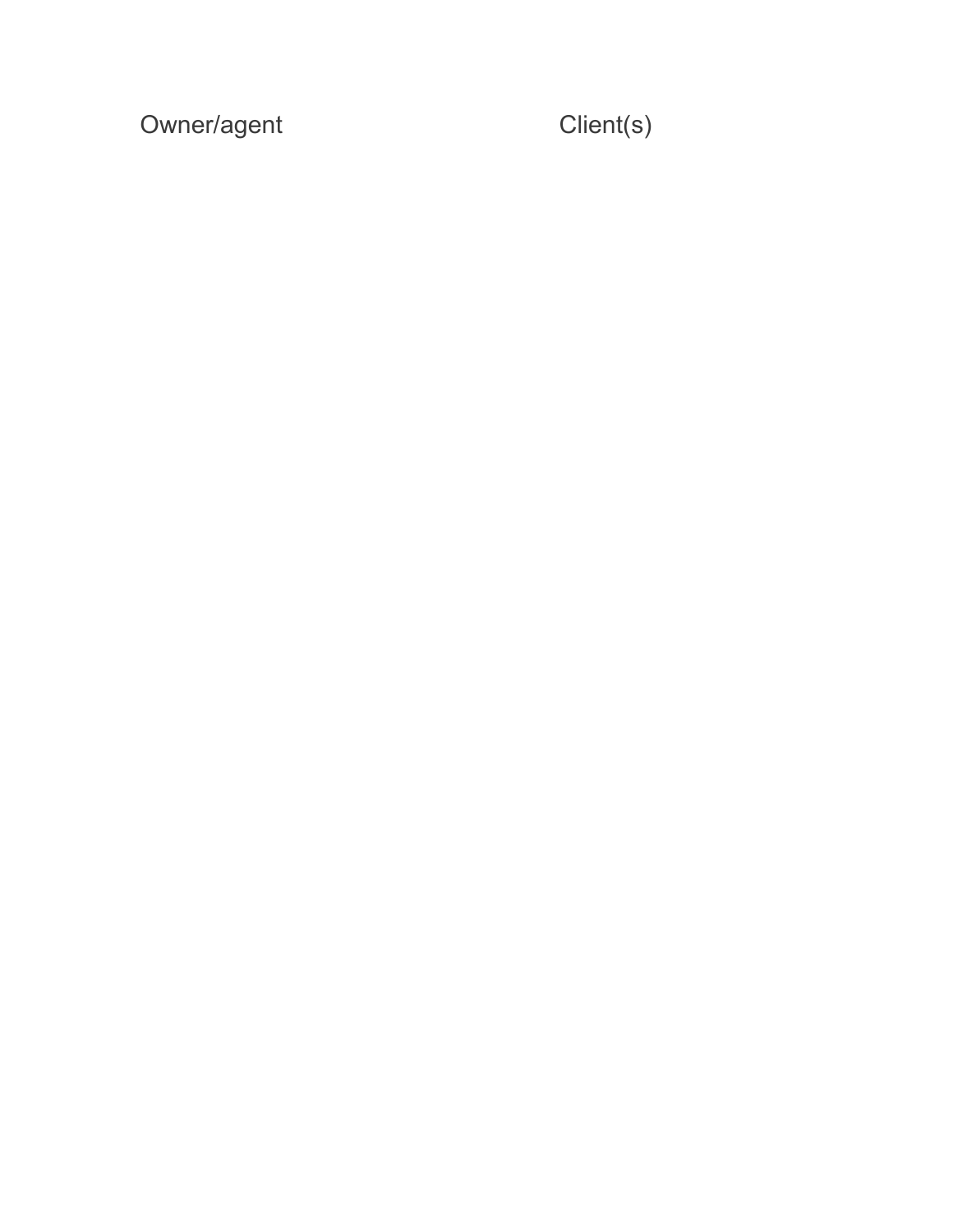Owner/agent

Client(s)